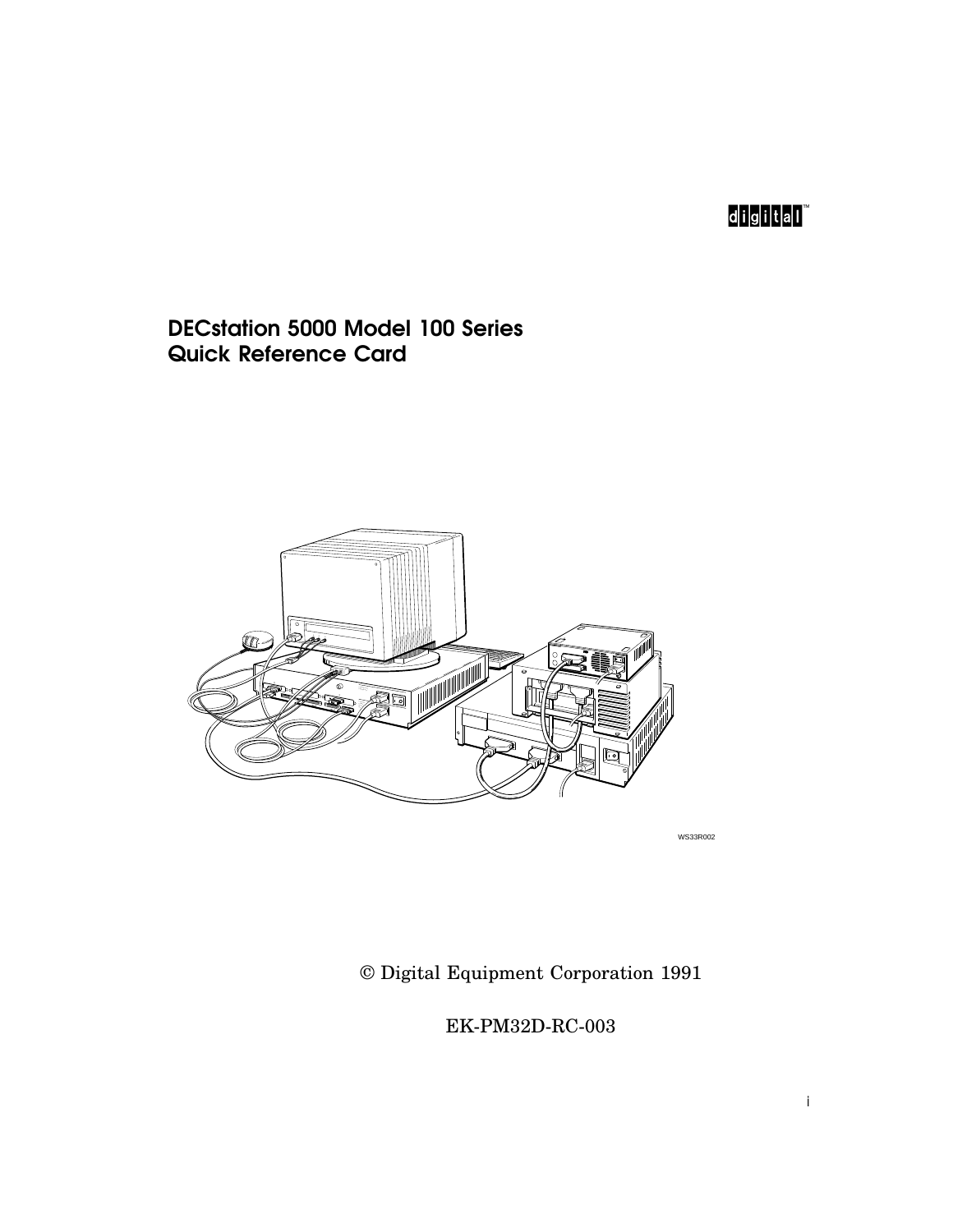digital™

# DECstation 5000 Model 100 Series Quick Reference Card

WS33R002

© Digital Equipment Corporation 1991

EK-PM32D-RC-003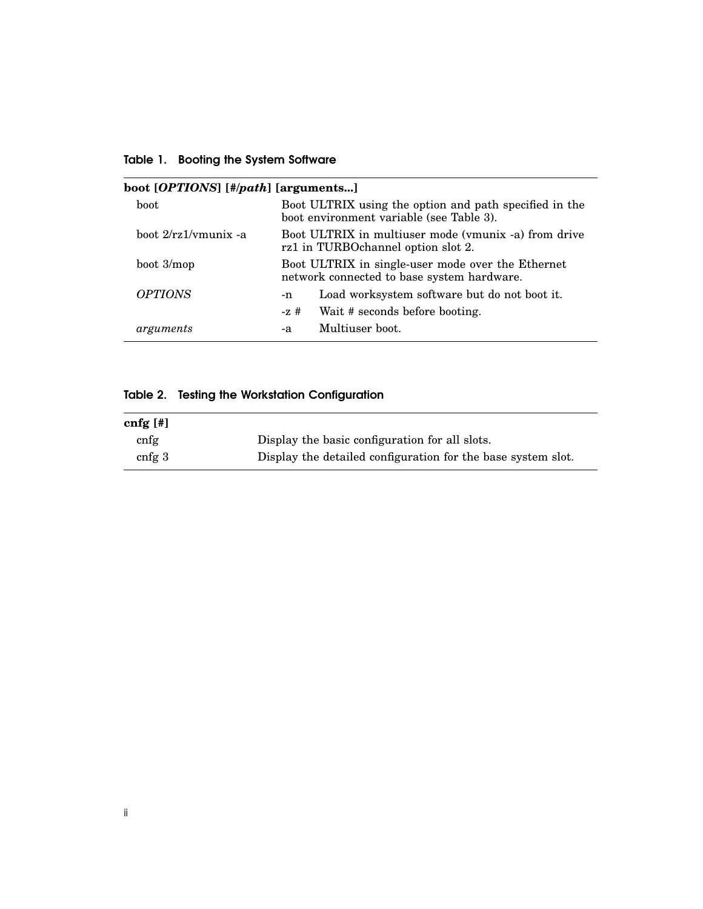**Table 1. Booting the System Software**

| **boot [*OPTIONS*] [#/*path*] [arguments...]** | | |
|---|---|---|
| boot | Boot ULTRIX using the option and path specified in the boot environment variable (see Table 3). | |
| boot 2/rz1/vmunix -a | Boot ULTRIX in multiuser mode (vmunix -a) from drive rz1 in TURBOchannel option slot 2. | |
| boot 3/mop | Boot ULTRIX in single-user mode over the Ethernet network connected to base system hardware. | |
| *OPTIONS* | -n | Load worksystem software but do not boot it. |
| | -z # | Wait # seconds before booting. |
| *arguments* | -a | Multiuser boot. |

**Table 2. Testing the Workstation Configuration**

| **cnfg [#]** | |
|---|---|
| cnfg | Display the basic configuration for all slots. |
| cnfg 3 | Display the detailed configuration for the base system slot. |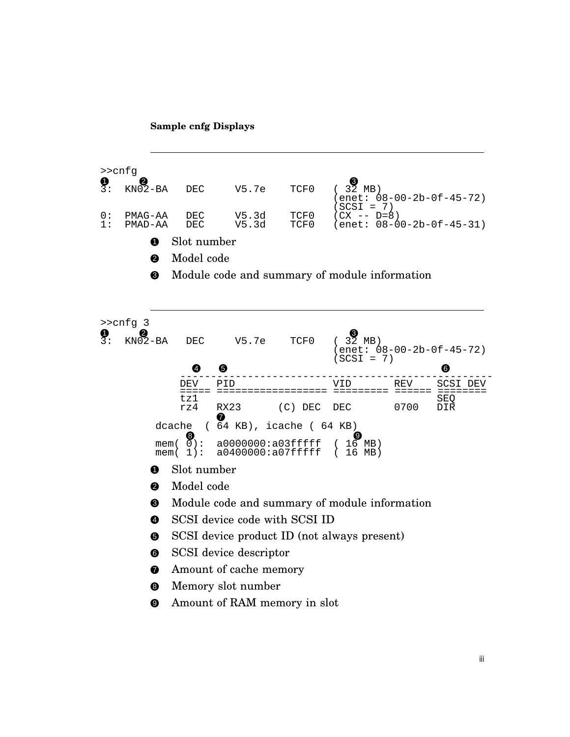**Sample cnfg Displays**

---

```
>>cnfg
❶    ❷                                     ❸
3:  KN02-BA   DEC     V5.7e    TCF0   ( 32 MB)
                                      (enet: 08-00-2b-0f-45-72)
                                      (SCSI = 7)
0:  PMAG-AA   DEC     V5.3d    TCF0   (CX -- D=8)
1:  PMAD-AA   DEC     V5.3d    TCF0   (enet: 08-00-2b-0f-45-31)
```

❶ Slot number

❷ Model code

❸ Module code and summary of module information

---

```
>>cnfg 3
❶    ❷                                     ❸
3:  KN02-BA   DEC     V5.7e    TCF0   ( 32 MB)
                                      (enet: 08-00-2b-0f-45-72)
                                      (SCSI = 7)
            ❹    ❺                                         ❻
           -------------------------------------------------
           DEV   PID                VID        REV    SCSI DEV
           ===== ================== ========= ====== ========
           tz1                                        SEQ
           rz4   RX23      (C) DEC  DEC       0700    DIR
                 ❼
        dcache  ( 64 KB), icache ( 64 KB)
             ❽                          ❾
        mem( 0):  a0000000:a03fffff  ( 16 MB)
        mem( 1):  a0400000:a07fffff  ( 16 MB)
```

❶ Slot number

❷ Model code

❸ Module code and summary of module information

❹ SCSI device code with SCSI ID

❺ SCSI device product ID (not always present)

❻ SCSI device descriptor

❼ Amount of cache memory

❽ Memory slot number

❾ Amount of RAM memory in slot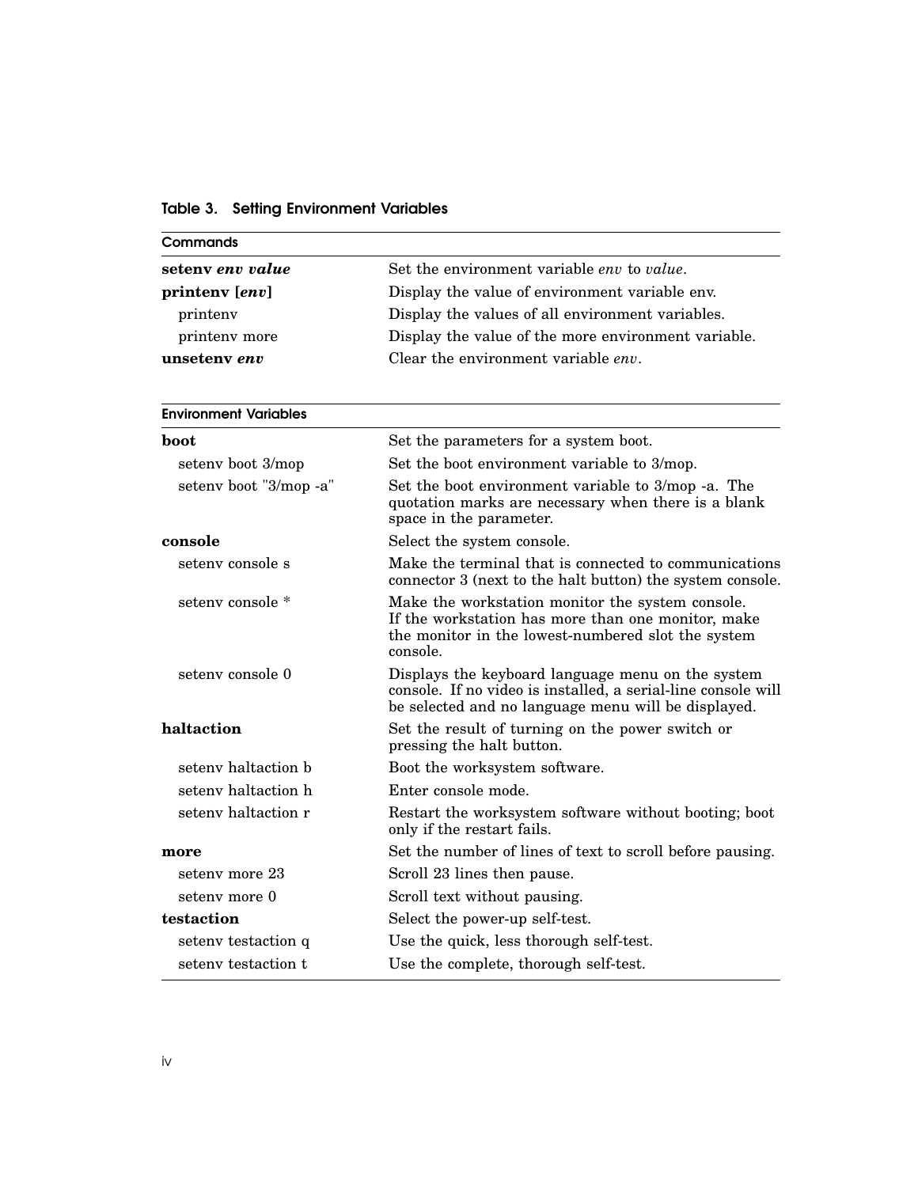**Table 3. Setting Environment Variables**

| Commands | |
|---|---|
| **setenv *env value*** | Set the environment variable *env* to *value*. |
| **printenv [*env*]** | Display the value of environment variable env. |
| printenv | Display the values of all environment variables. |
| printenv more | Display the value of the more environment variable. |
| **unsetenv *env*** | Clear the environment variable *env*. |

| Environment Variables | |
|---|---|
| **boot** | Set the parameters for a system boot. |
| setenv boot 3/mop | Set the boot environment variable to 3/mop. |
| setenv boot "3/mop -a" | Set the boot environment variable to 3/mop -a. The quotation marks are necessary when there is a blank space in the parameter. |
| **console** | Select the system console. |
| setenv console s | Make the terminal that is connected to communications connector 3 (next to the halt button) the system console. |
| setenv console * | Make the workstation monitor the system console. If the workstation has more than one monitor, make the monitor in the lowest-numbered slot the system console. |
| setenv console 0 | Displays the keyboard language menu on the system console. If no video is installed, a serial-line console will be selected and no language menu will be displayed. |
| **haltaction** | Set the result of turning on the power switch or pressing the halt button. |
| setenv haltaction b | Boot the worksystem software. |
| setenv haltaction h | Enter console mode. |
| setenv haltaction r | Restart the worksystem software without booting; boot only if the restart fails. |
| **more** | Set the number of lines of text to scroll before pausing. |
| setenv more 23 | Scroll 23 lines then pause. |
| setenv more 0 | Scroll text without pausing. |
| **testaction** | Select the power-up self-test. |
| setenv testaction q | Use the quick, less thorough self-test. |
| setenv testaction t | Use the complete, thorough self-test. |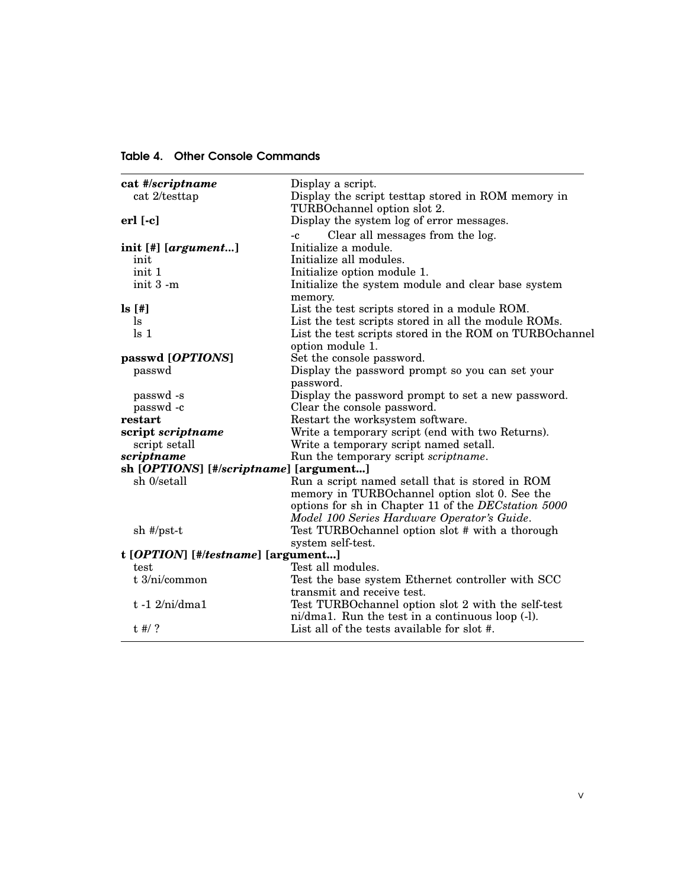**Table 4. Other Console Commands**

| | |
|---|---|
| **cat #/*scriptname*** | Display a script. |
| cat 2/testtap | Display the script testtap stored in ROM memory in TURBOchannel option slot 2. |
| **erl [-c]** | Display the system log of error messages. |
| | -c Clear all messages from the log. |
| **init [#] [*argument...*]** | Initialize a module. |
| init | Initialize all modules. |
| init 1 | Initialize option module 1. |
| init 3 -m | Initialize the system module and clear base system memory. |
| **ls [#]** | List the test scripts stored in a module ROM. |
| ls | List the test scripts stored in all the module ROMs. |
| ls 1 | List the test scripts stored in the ROM on TURBOchannel option module 1. |
| **passwd [*OPTIONS*]** | Set the console password. |
| passwd | Display the password prompt so you can set your password. |
| passwd -s | Display the password prompt to set a new password. |
| passwd -c | Clear the console password. |
| **restart** | Restart the worksystem software. |
| **script *scriptname*** | Write a temporary script (end with two Returns). |
| script setall | Write a temporary script named setall. |
| ***scriptname*** | Run the temporary script *scriptname*. |
| **sh [*OPTIONS*] [#/*scriptname*] [argument...]** | |
| sh 0/setall | Run a script named setall that is stored in ROM memory in TURBOchannel option slot 0. See the options for sh in Chapter 11 of the *DECstation 5000 Model 100 Series Hardware Operator's Guide*. |
| sh #/pst-t | Test TURBOchannel option slot # with a thorough system self-test. |
| **t [*OPTION*] [#/*testname*] [argument...]** | |
| test | Test all modules. |
| t 3/ni/common | Test the base system Ethernet controller with SCC transmit and receive test. |
| t -1 2/ni/dma1 | Test TURBOchannel option slot 2 with the self-test ni/dma1. Run the test in a continuous loop (-l). |
| t #/ ? | List all of the tests available for slot #. |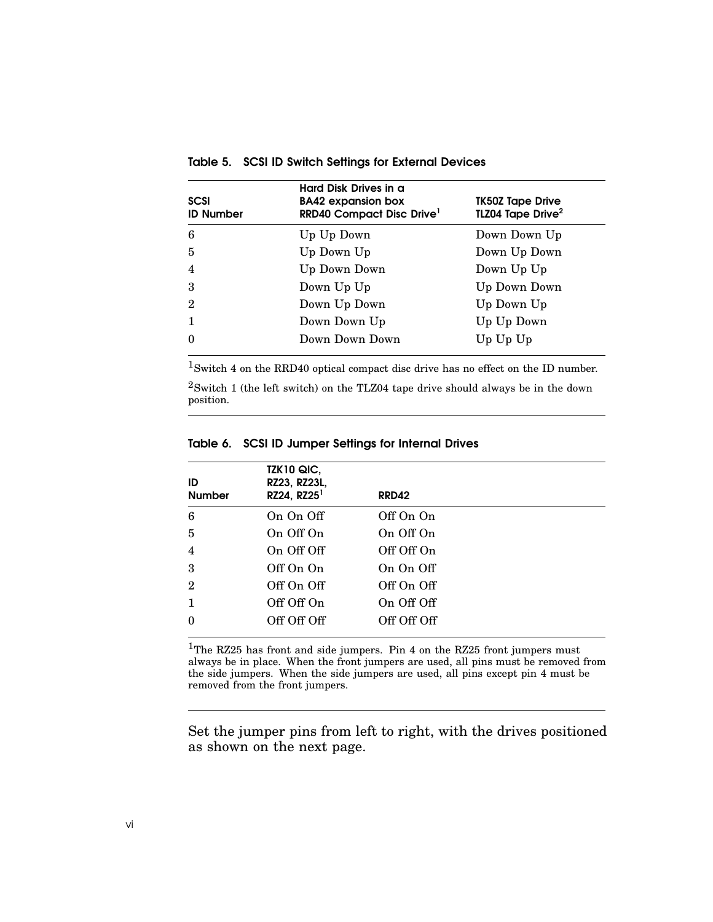**Table 5. SCSI ID Switch Settings for External Devices**

| SCSI ID Number | Hard Disk Drives in a BA42 expansion box RRD40 Compact Disc Drive[1] | TK50Z Tape Drive TLZ04 Tape Drive[2] |
|---|---|---|
| 6 | Up Up Down | Down Down Up |
| 5 | Up Down Up | Down Up Down |
| 4 | Up Down Down | Down Up Up |
| 3 | Down Up Up | Up Down Down |
| 2 | Down Up Down | Up Down Up |
| 1 | Down Down Up | Up Up Down |
| 0 | Down Down Down | Up Up Up |

[1]Switch 4 on the RRD40 optical compact disc drive has no effect on the ID number.

[2]Switch 1 (the left switch) on the TLZ04 tape drive should always be in the down position.

**Table 6. SCSI ID Jumper Settings for Internal Drives**

| ID Number | TZK10 QIC, RZ23, RZ23L, RZ24, RZ25[1] | RRD42 |
|---|---|---|
| 6 | On On Off | Off On On |
| 5 | On Off On | On Off On |
| 4 | On Off Off | Off Off On |
| 3 | Off On On | On On Off |
| 2 | Off On Off | Off On Off |
| 1 | Off Off On | On Off Off |
| 0 | Off Off Off | Off Off Off |

[1]The RZ25 has front and side jumpers. Pin 4 on the RZ25 front jumpers must always be in place. When the front jumpers are used, all pins must be removed from the side jumpers. When the side jumpers are used, all pins except pin 4 must be removed from the front jumpers.

Set the jumper pins from left to right, with the drives positioned as shown on the next page.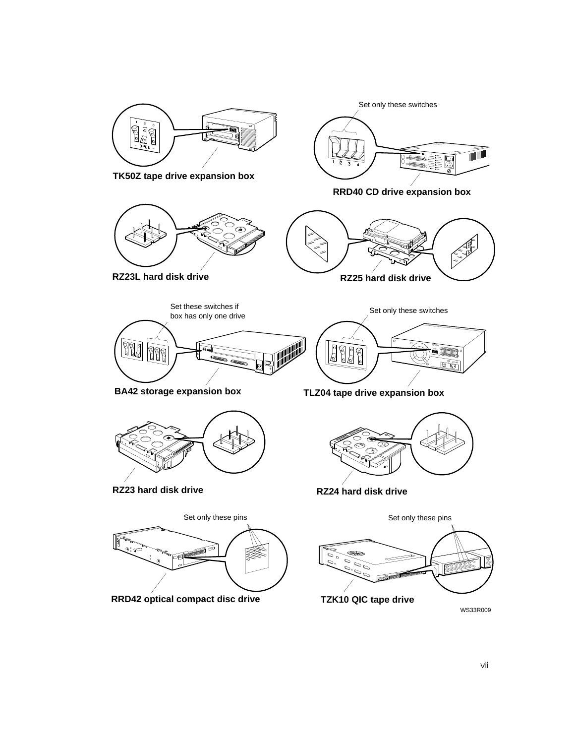Set only these switches

TK50Z tape drive expansion box

RRD40 CD drive expansion box

RZ23L hard disk drive

RZ25 hard disk drive

Set these switches if box has only one drive

Set only these switches

BA42 storage expansion box

TLZ04 tape drive expansion box

RZ23 hard disk drive

RZ24 hard disk drive

Set only these pins

Set only these pins

RRD42 optical compact disc drive

TZK10 QIC tape drive

WS33R009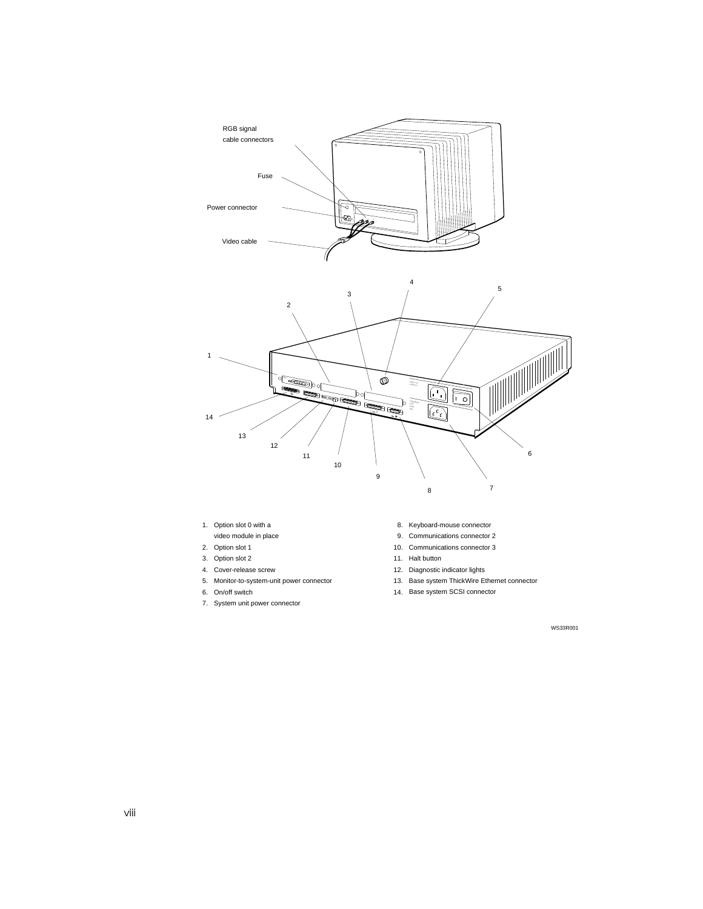RGB signal cable connectors

Fuse

Power connector

Video cable

1. Option slot 0 with a video module in place
2. Option slot 1
3. Option slot 2
4. Cover-release screw
5. Monitor-to-system-unit power connector
6. On/off switch
7. System unit power connector
8. Keyboard-mouse connector
9. Communications connector 2
10. Communications connector 3
11. Halt button
12. Diagnostic indicator lights
13. Base system ThickWire Ethernet connector
14. Base system SCSI connector

WS33R001